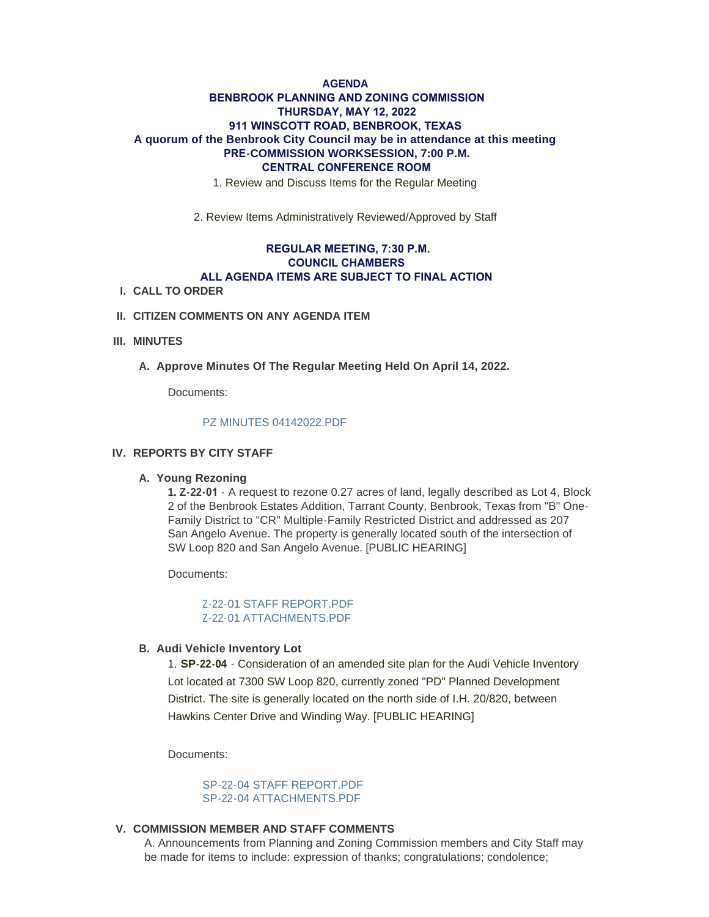# AGENDA

## BENBROOK PLANNING AND ZONING COMMISSION

**THURSDAY, MAY 12, 2022**

**911 WINSCOTT ROAD, BENBROOK, TEXAS**

**A quorum of the Benbrook City Council may be in attendance at this meeting**

## PRE-COMMISSION WORKSESSION, 7:00 P.M.

**CENTRAL CONFERENCE ROOM**

1. Review and Discuss Items for the Regular Meeting

2. Review Items Administratively Reviewed/Approved by Staff

## REGULAR MEETING, 7:30 P.M.

**COUNCIL CHAMBERS**

**ALL AGENDA ITEMS ARE SUBJECT TO FINAL ACTION**

**I. CALL TO ORDER**

**II. CITIZEN COMMENTS ON ANY AGENDA ITEM**

**III. MINUTES**

**A. Approve Minutes Of The Regular Meeting Held On April 14, 2022.**

Documents:

PZ MINUTES 04142022.PDF

**IV. REPORTS BY CITY STAFF**

**A. Young Rezoning**

**1. Z-22-01** - A request to rezone 0.27 acres of land, legally described as Lot 4, Block 2 of the Benbrook Estates Addition, Tarrant County, Benbrook, Texas from "B" One-Family District to "CR" Multiple-Family Restricted District and addressed as 207 San Angelo Avenue. The property is generally located south of the intersection of SW Loop 820 and San Angelo Avenue. [PUBLIC HEARING]

Documents:

Z-22-01 STAFF REPORT.PDF
Z-22-01 ATTACHMENTS.PDF

**B. Audi Vehicle Inventory Lot**

1. **SP-22-04** - Consideration of an amended site plan for the Audi Vehicle Inventory Lot located at 7300 SW Loop 820, currently zoned "PD" Planned Development District. The site is generally located on the north side of I.H. 20/820, between Hawkins Center Drive and Winding Way. [PUBLIC HEARING]

Documents:

SP-22-04 STAFF REPORT.PDF
SP-22-04 ATTACHMENTS.PDF

**V. COMMISSION MEMBER AND STAFF COMMENTS**

A. Announcements from Planning and Zoning Commission members and City Staff may be made for items to include: expression of thanks; congratulations; condolence;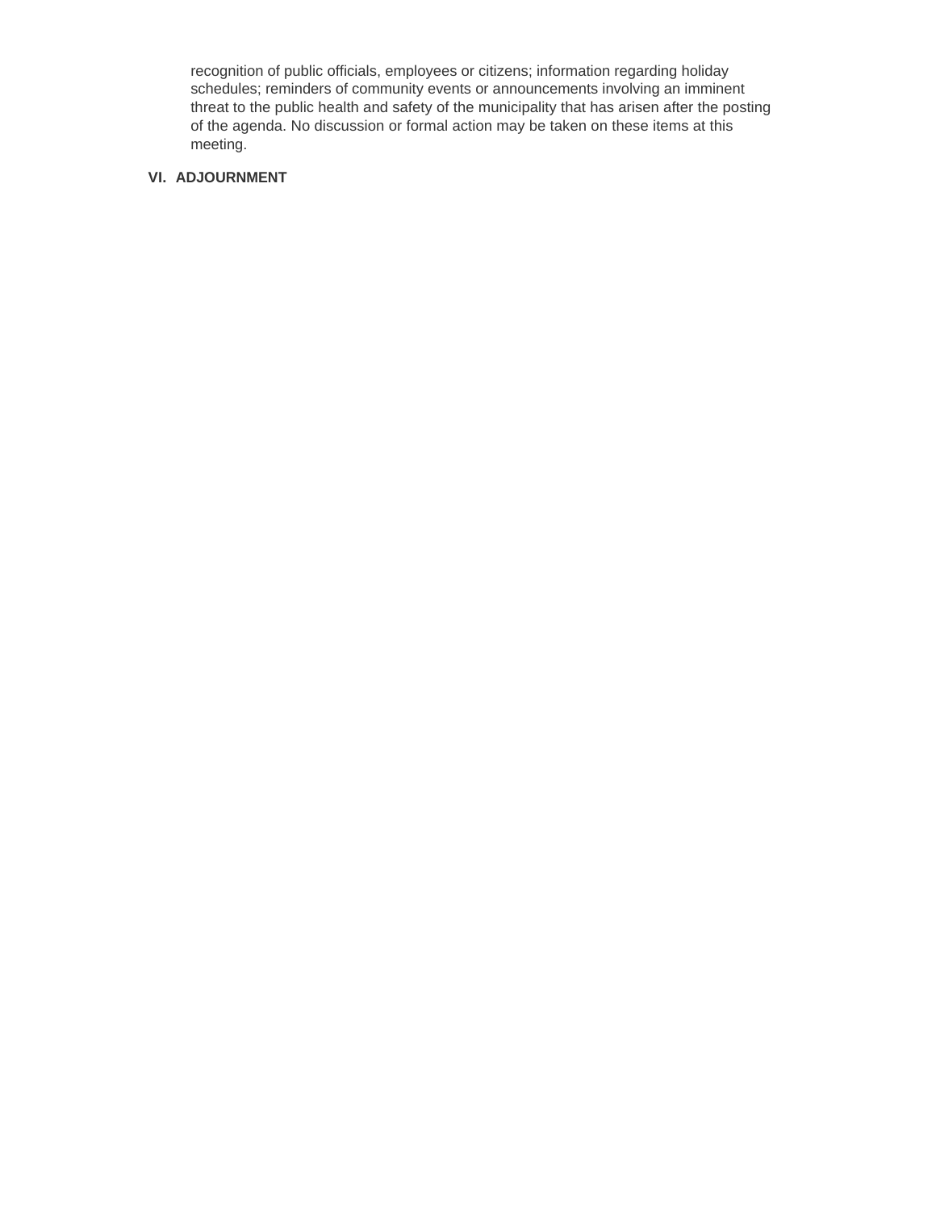recognition of public officials, employees or citizens; information regarding holiday schedules; reminders of community events or announcements involving an imminent threat to the public health and safety of the municipality that has arisen after the posting of the agenda. No discussion or formal action may be taken on these items at this meeting.

**VI. ADJOURNMENT**